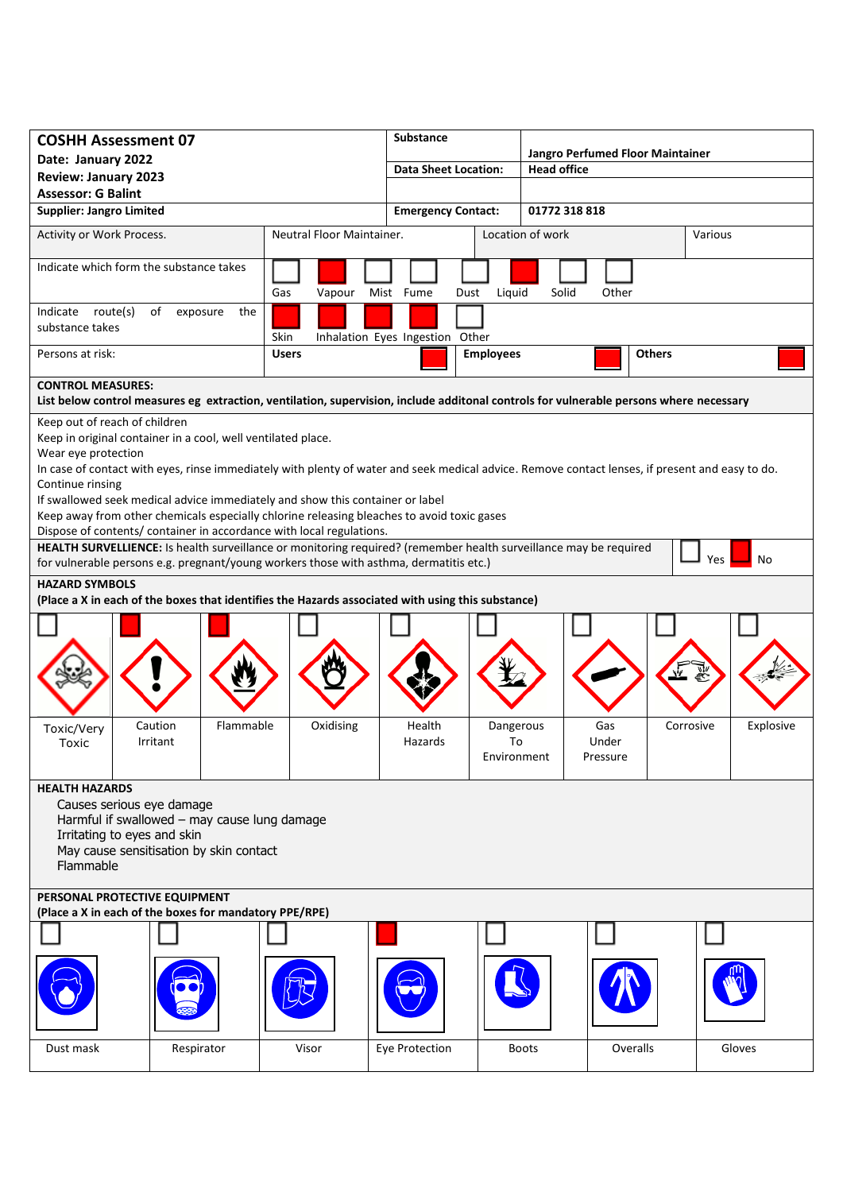| **COSHH Assessment 07** | **Substance** | **Jangro Perfumed Floor Maintainer** |
|---|---|---|
| **Date: January 2022** | **Data Sheet Location:** | **Head office** |
| **Review: January 2023** | | |
| **Assessor: G Balint** | | |
| **Supplier: Jangro Limited** | **Emergency Contact:** | **01772 318 818** |

| Activity or Work Process. | Neutral Floor Maintainer. | Location of work | Various |
|---|---|---|---|

**Indicate which form the substance takes:** Gas ☐ Vapour ☒ Mist ☐ Fume ☐ Dust ☐ Liquid ☒ Solid ☐ Other ☐

**Indicate route(s) of exposure the substance takes:** Skin ☒ Inhalation ☒ Eyes ☒ Ingestion ☒ Other ☐

**Persons at risk:** **Users** ☒ **Employees** ☒ **Others** ☒

**CONTROL MEASURES:**
**List below control measures eg extraction, ventilation, supervision, include additonal controls for vulnerable persons where necessary**

Keep out of reach of children
Keep in original container in a cool, well ventilated place.
Wear eye protection
In case of contact with eyes, rinse immediately with plenty of water and seek medical advice. Remove contact lenses, if present and easy to do. Continue rinsing
If swallowed seek medical advice immediately and show this container or label
Keep away from other chemicals especially chlorine releasing bleaches to avoid toxic gases
Dispose of contents/ container in accordance with local regulations.

**HEALTH SURVELLIENCE:** Is health surveillance or monitoring required? (remember health surveillance may be required for vulnerable persons e.g. pregnant/young workers those with asthma, dermatitis etc.) Yes ☐ No ☒

**HAZARD SYMBOLS**
**(Place a X in each of the boxes that identifies the Hazards associated with using this substance)**

| Toxic/Very Toxic | Caution Irritant | Flammable | Oxidising | Health Hazards | Dangerous To Environment | Gas Under Pressure | Corrosive | Explosive |
|---|---|---|---|---|---|---|---|---|
| ☐ | ☒ | ☒ | ☐ | ☐ | ☐ | ☐ | ☐ | ☐ |

**HEALTH HAZARDS**

Causes serious eye damage
Harmful if swallowed – may cause lung damage
Irritating to eyes and skin
May cause sensitisation by skin contact
Flammable

**PERSONAL PROTECTIVE EQUIPMENT**
**(Place a X in each of the boxes for mandatory PPE/RPE)**

| Dust mask | Respirator | Visor | Eye Protection | Boots | Overalls | Gloves |
|---|---|---|---|---|---|---|
| ☐ | ☐ | ☐ | ☒ | ☐ | ☐ | ☐ |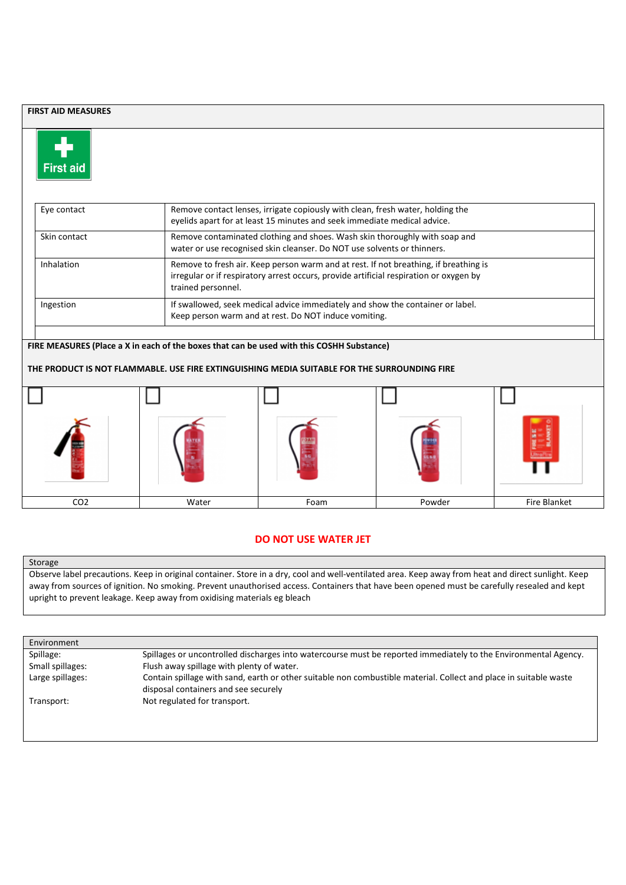## FIRST AID MEASURES

First aid

| | |
|---|---|
| Eye contact | Remove contact lenses, irrigate copiously with clean, fresh water, holding the eyelids apart for at least 15 minutes and seek immediate medical advice. |
| Skin contact | Remove contaminated clothing and shoes. Wash skin thoroughly with soap and water or use recognised skin cleanser. Do NOT use solvents or thinners. |
| Inhalation | Remove to fresh air. Keep person warm and at rest. If not breathing, if breathing is irregular or if respiratory arrest occurs, provide artificial respiration or oxygen by trained personnel. |
| Ingestion | If swallowed, seek medical advice immediately and show the container or label. Keep person warm and at rest. Do NOT induce vomiting. |

## FIRE MEASURES (Place a X in each of the boxes that can be used with this COSHH Substance)

**THE PRODUCT IS NOT FLAMMABLE. USE FIRE EXTINGUISHING MEDIA SUITABLE FOR THE SURROUNDING FIRE**

| ☐ | ☐ | ☐ | ☐ | ☐ |
|---|---|---|---|---|
| CO2 | Water | Foam | Powder | Fire Blanket |

**DO NOT USE WATER JET**

| Storage |
|---|
| Observe label precautions. Keep in original container. Store in a dry, cool and well-ventilated area. Keep away from heat and direct sunlight. Keep away from sources of ignition. No smoking. Prevent unauthorised access. Containers that have been opened must be carefully resealed and kept upright to prevent leakage. Keep away from oxidising materials eg bleach |

| Environment | |
|---|---|
| Spillage: | Spillages or uncontrolled discharges into watercourse must be reported immediately to the Environmental Agency. |
| Small spillages: | Flush away spillage with plenty of water. |
| Large spillages: | Contain spillage with sand, earth or other suitable non combustible material. Collect and place in suitable waste disposal containers and see securely |
| Transport: | Not regulated for transport. |